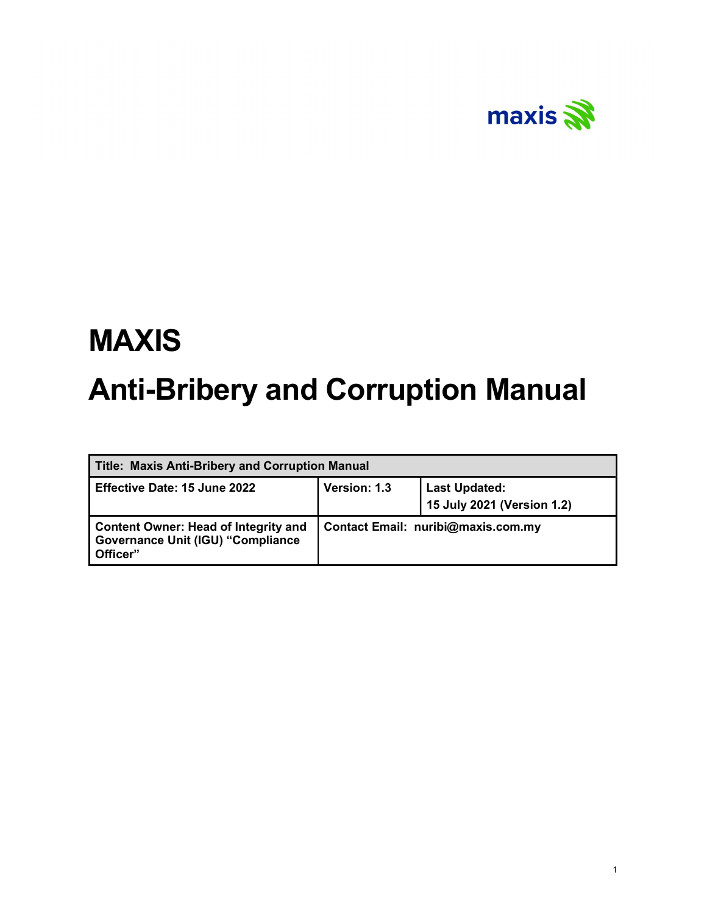maxis

# MAXIS

# Anti-Bribery and Corruption Manual

| Title: Maxis Anti-Bribery and Corruption Manual | | |
|---|---|---|
| **Effective Date: 15 June 2022** | **Version: 1.3** | **Last Updated: 15 July 2021 (Version 1.2)** |
| **Content Owner: Head of Integrity and Governance Unit (IGU) "Compliance Officer"** | **Contact Email: nuribi@maxis.com.my** | |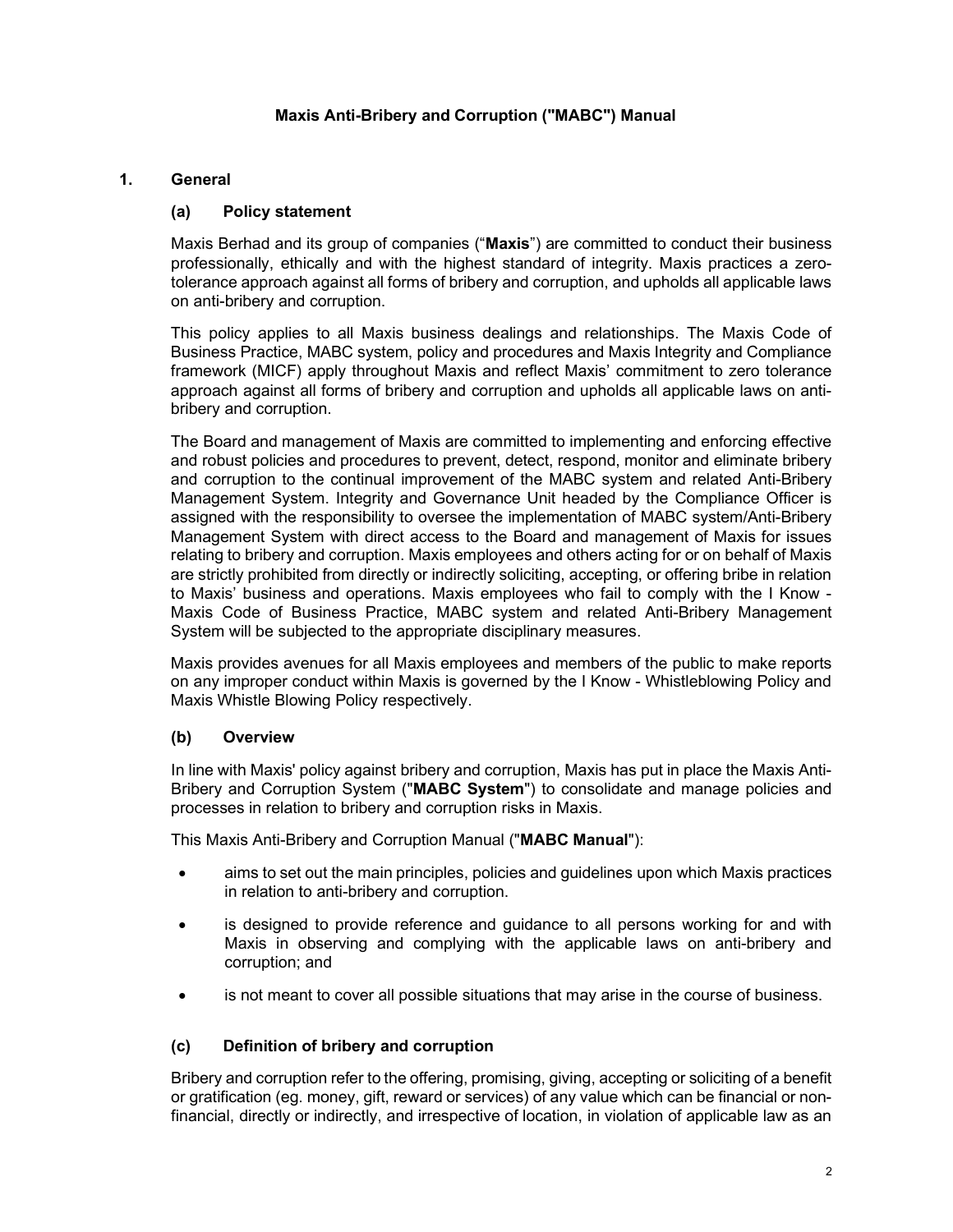# Maxis Anti-Bribery and Corruption ("MABC") Manual

## 1. General

### (a) Policy statement

Maxis Berhad and its group of companies ("**Maxis**") are committed to conduct their business professionally, ethically and with the highest standard of integrity. Maxis practices a zero-tolerance approach against all forms of bribery and corruption, and upholds all applicable laws on anti-bribery and corruption.

This policy applies to all Maxis business dealings and relationships. The Maxis Code of Business Practice, MABC system, policy and procedures and Maxis Integrity and Compliance framework (MICF) apply throughout Maxis and reflect Maxis' commitment to zero tolerance approach against all forms of bribery and corruption and upholds all applicable laws on anti-bribery and corruption.

The Board and management of Maxis are committed to implementing and enforcing effective and robust policies and procedures to prevent, detect, respond, monitor and eliminate bribery and corruption to the continual improvement of the MABC system and related Anti-Bribery Management System. Integrity and Governance Unit headed by the Compliance Officer is assigned with the responsibility to oversee the implementation of MABC system/Anti-Bribery Management System with direct access to the Board and management of Maxis for issues relating to bribery and corruption. Maxis employees and others acting for or on behalf of Maxis are strictly prohibited from directly or indirectly soliciting, accepting, or offering bribe in relation to Maxis' business and operations. Maxis employees who fail to comply with the I Know - Maxis Code of Business Practice, MABC system and related Anti-Bribery Management System will be subjected to the appropriate disciplinary measures.

Maxis provides avenues for all Maxis employees and members of the public to make reports on any improper conduct within Maxis is governed by the I Know - Whistleblowing Policy and Maxis Whistle Blowing Policy respectively.

### (b) Overview

In line with Maxis' policy against bribery and corruption, Maxis has put in place the Maxis Anti-Bribery and Corruption System ("**MABC System**") to consolidate and manage policies and processes in relation to bribery and corruption risks in Maxis.

This Maxis Anti-Bribery and Corruption Manual ("**MABC Manual**"):

- aims to set out the main principles, policies and guidelines upon which Maxis practices in relation to anti-bribery and corruption.
- is designed to provide reference and guidance to all persons working for and with Maxis in observing and complying with the applicable laws on anti-bribery and corruption; and
- is not meant to cover all possible situations that may arise in the course of business.

### (c) Definition of bribery and corruption

Bribery and corruption refer to the offering, promising, giving, accepting or soliciting of a benefit or gratification (eg. money, gift, reward or services) of any value which can be financial or non-financial, directly or indirectly, and irrespective of location, in violation of applicable law as an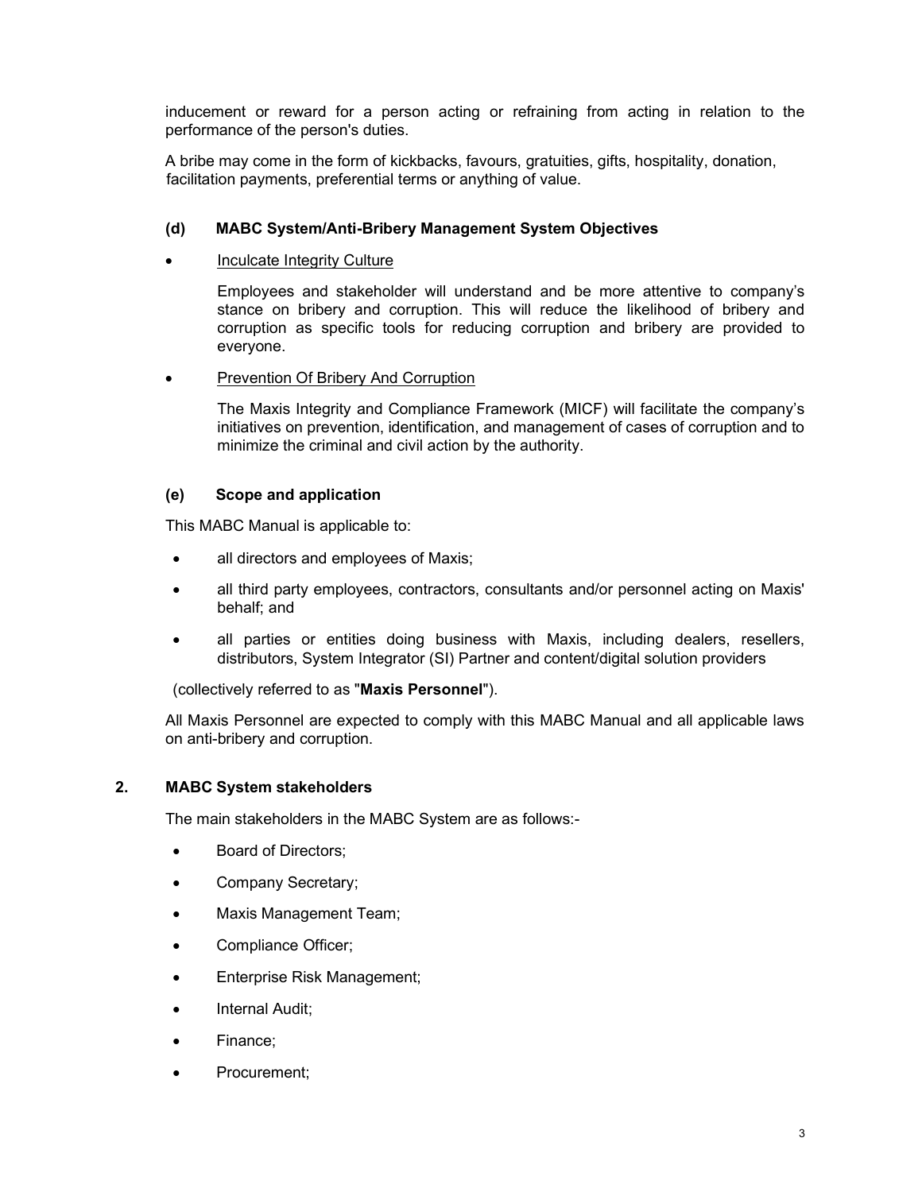inducement or reward for a person acting or refraining from acting in relation to the performance of the person's duties.

A bribe may come in the form of kickbacks, favours, gratuities, gifts, hospitality, donation, facilitation payments, preferential terms or anything of value.

### (d) MABC System/Anti-Bribery Management System Objectives

- <u>Inculcate Integrity Culture</u>

  Employees and stakeholder will understand and be more attentive to company's stance on bribery and corruption. This will reduce the likelihood of bribery and corruption as specific tools for reducing corruption and bribery are provided to everyone.

- <u>Prevention Of Bribery And Corruption</u>

  The Maxis Integrity and Compliance Framework (MICF) will facilitate the company's initiatives on prevention, identification, and management of cases of corruption and to minimize the criminal and civil action by the authority.

### (e) Scope and application

This MABC Manual is applicable to:

- all directors and employees of Maxis;
- all third party employees, contractors, consultants and/or personnel acting on Maxis' behalf; and
- all parties or entities doing business with Maxis, including dealers, resellers, distributors, System Integrator (SI) Partner and content/digital solution providers

(collectively referred to as "**Maxis Personnel**").

All Maxis Personnel are expected to comply with this MABC Manual and all applicable laws on anti-bribery and corruption.

## 2. MABC System stakeholders

The main stakeholders in the MABC System are as follows:-

- Board of Directors;
- Company Secretary;
- Maxis Management Team;
- Compliance Officer;
- Enterprise Risk Management;
- Internal Audit;
- Finance;
- Procurement;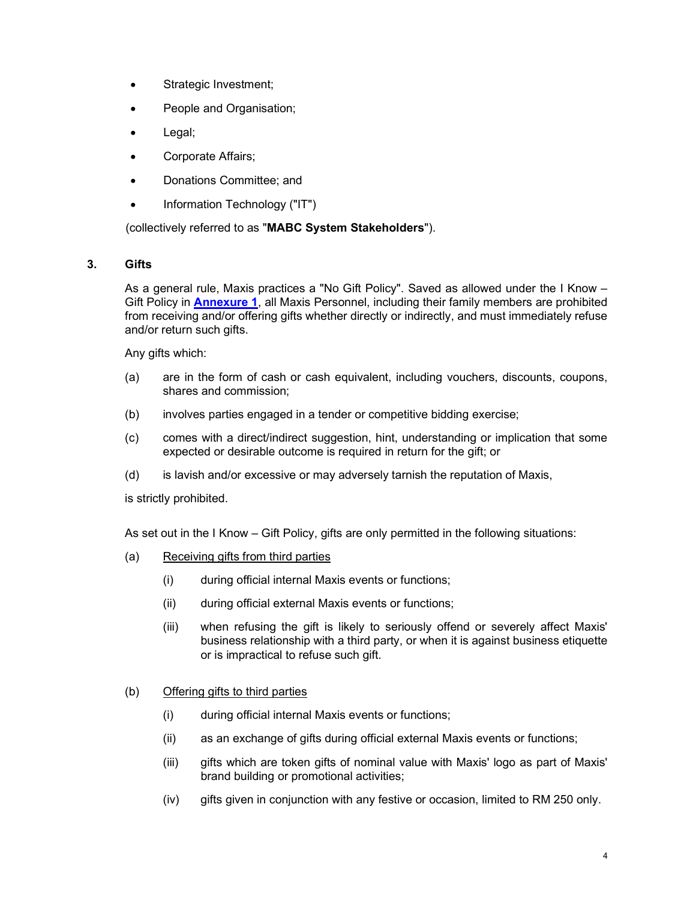- Strategic Investment;
- People and Organisation;
- Legal;
- Corporate Affairs;
- Donations Committee; and
- Information Technology ("IT")

(collectively referred to as "**MABC System Stakeholders**").

## 3. Gifts

As a general rule, Maxis practices a "No Gift Policy". Saved as allowed under the I Know – Gift Policy in **Annexure 1**, all Maxis Personnel, including their family members are prohibited from receiving and/or offering gifts whether directly or indirectly, and must immediately refuse and/or return such gifts.

Any gifts which:

(a) are in the form of cash or cash equivalent, including vouchers, discounts, coupons, shares and commission;

(b) involves parties engaged in a tender or competitive bidding exercise;

(c) comes with a direct/indirect suggestion, hint, understanding or implication that some expected or desirable outcome is required in return for the gift; or

(d) is lavish and/or excessive or may adversely tarnish the reputation of Maxis,

is strictly prohibited.

As set out in the I Know – Gift Policy, gifts are only permitted in the following situations:

(a) Receiving gifts from third parties

(i) during official internal Maxis events or functions;

(ii) during official external Maxis events or functions;

(iii) when refusing the gift is likely to seriously offend or severely affect Maxis' business relationship with a third party, or when it is against business etiquette or is impractical to refuse such gift.

(b) Offering gifts to third parties

(i) during official internal Maxis events or functions;

(ii) as an exchange of gifts during official external Maxis events or functions;

(iii) gifts which are token gifts of nominal value with Maxis' logo as part of Maxis' brand building or promotional activities;

(iv) gifts given in conjunction with any festive or occasion, limited to RM 250 only.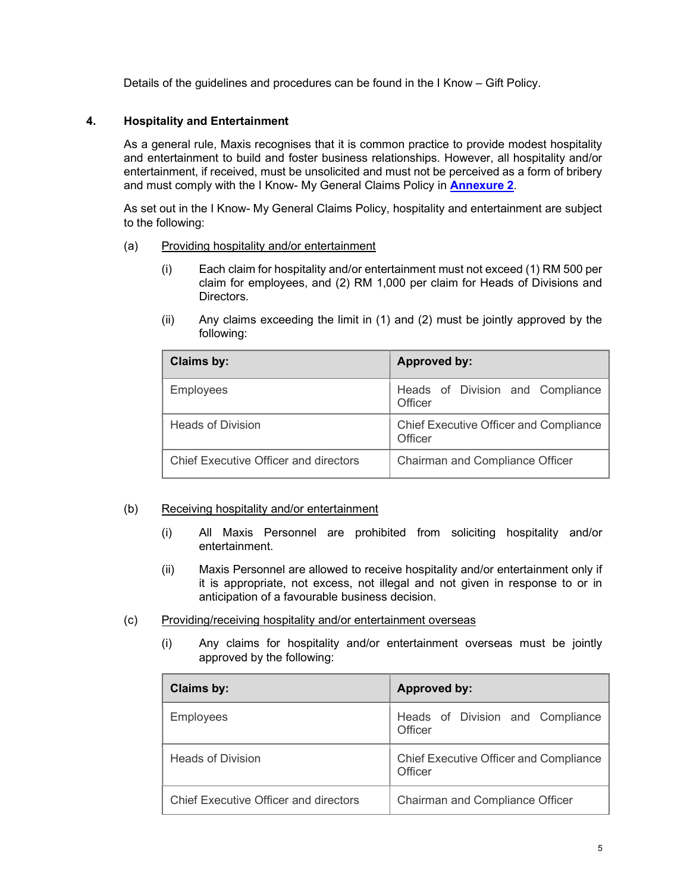Details of the guidelines and procedures can be found in the I Know – Gift Policy.

## 4. Hospitality and Entertainment

As a general rule, Maxis recognises that it is common practice to provide modest hospitality and entertainment to build and foster business relationships. However, all hospitality and/or entertainment, if received, must be unsolicited and must not be perceived as a form of bribery and must comply with the I Know- My General Claims Policy in **Annexure 2**.

As set out in the I Know- My General Claims Policy, hospitality and entertainment are subject to the following:

(a) Providing hospitality and/or entertainment

(i) Each claim for hospitality and/or entertainment must not exceed (1) RM 500 per claim for employees, and (2) RM 1,000 per claim for Heads of Divisions and Directors.

(ii) Any claims exceeding the limit in (1) and (2) must be jointly approved by the following:

| Claims by: | Approved by: |
| --- | --- |
| Employees | Heads of Division and Compliance Officer |
| Heads of Division | Chief Executive Officer and Compliance Officer |
| Chief Executive Officer and directors | Chairman and Compliance Officer |

(b) Receiving hospitality and/or entertainment

(i) All Maxis Personnel are prohibited from soliciting hospitality and/or entertainment.

(ii) Maxis Personnel are allowed to receive hospitality and/or entertainment only if it is appropriate, not excess, not illegal and not given in response to or in anticipation of a favourable business decision.

(c) Providing/receiving hospitality and/or entertainment overseas

(i) Any claims for hospitality and/or entertainment overseas must be jointly approved by the following:

| Claims by: | Approved by: |
| --- | --- |
| Employees | Heads of Division and Compliance Officer |
| Heads of Division | Chief Executive Officer and Compliance Officer |
| Chief Executive Officer and directors | Chairman and Compliance Officer |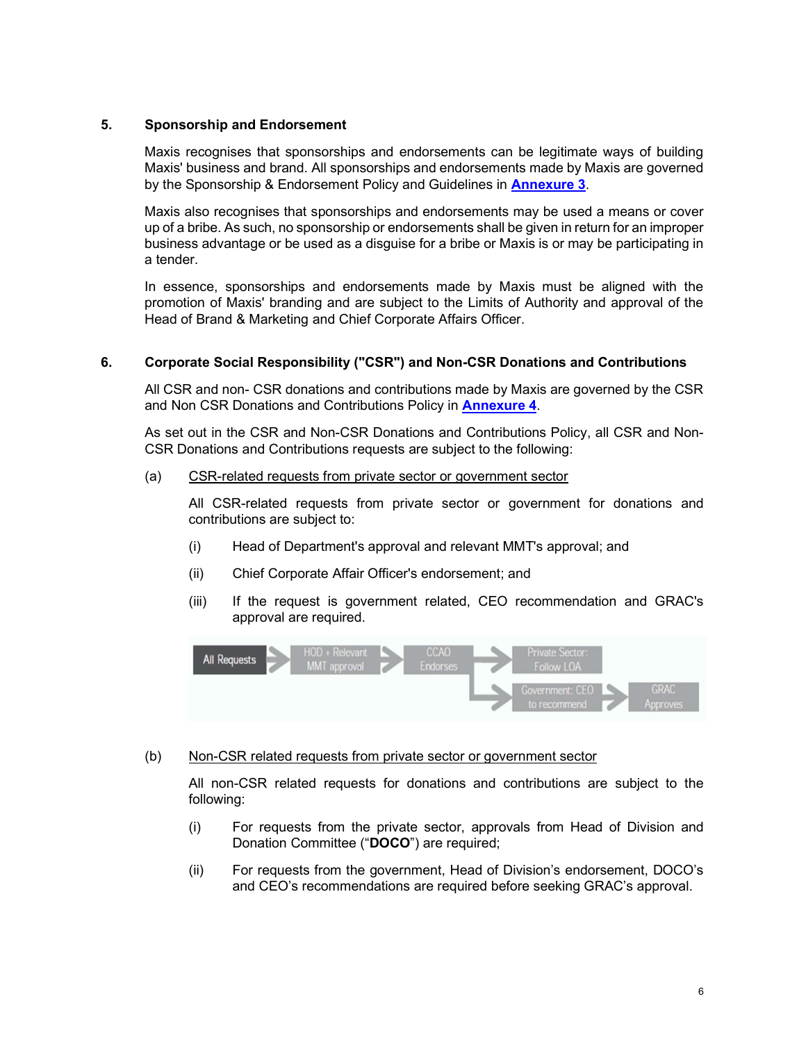## 5. Sponsorship and Endorsement

Maxis recognises that sponsorships and endorsements can be legitimate ways of building Maxis' business and brand. All sponsorships and endorsements made by Maxis are governed by the Sponsorship & Endorsement Policy and Guidelines in **Annexure 3**.

Maxis also recognises that sponsorships and endorsements may be used a means or cover up of a bribe. As such, no sponsorship or endorsements shall be given in return for an improper business advantage or be used as a disguise for a bribe or Maxis is or may be participating in a tender.

In essence, sponsorships and endorsements made by Maxis must be aligned with the promotion of Maxis' branding and are subject to the Limits of Authority and approval of the Head of Brand & Marketing and Chief Corporate Affairs Officer.

## 6. Corporate Social Responsibility ("CSR") and Non-CSR Donations and Contributions

All CSR and non- CSR donations and contributions made by Maxis are governed by the CSR and Non CSR Donations and Contributions Policy in **Annexure 4**.

As set out in the CSR and Non-CSR Donations and Contributions Policy, all CSR and Non-CSR Donations and Contributions requests are subject to the following:

(a) CSR-related requests from private sector or government sector

All CSR-related requests from private sector or government for donations and contributions are subject to:

(i) Head of Department's approval and relevant MMT's approval; and

(ii) Chief Corporate Affair Officer's endorsement; and

(iii) If the request is government related, CEO recommendation and GRAC's approval are required.

All Requests → HOD + Relevant MMT approval → CCAO Endorses → Private Sector: Follow LOA

CCAO Endorses → Government: CEO to recommend → GRAC Approves

(b) Non-CSR related requests from private sector or government sector

All non-CSR related requests for donations and contributions are subject to the following:

(i) For requests from the private sector, approvals from Head of Division and Donation Committee ("**DOCO**") are required;

(ii) For requests from the government, Head of Division's endorsement, DOCO's and CEO's recommendations are required before seeking GRAC's approval.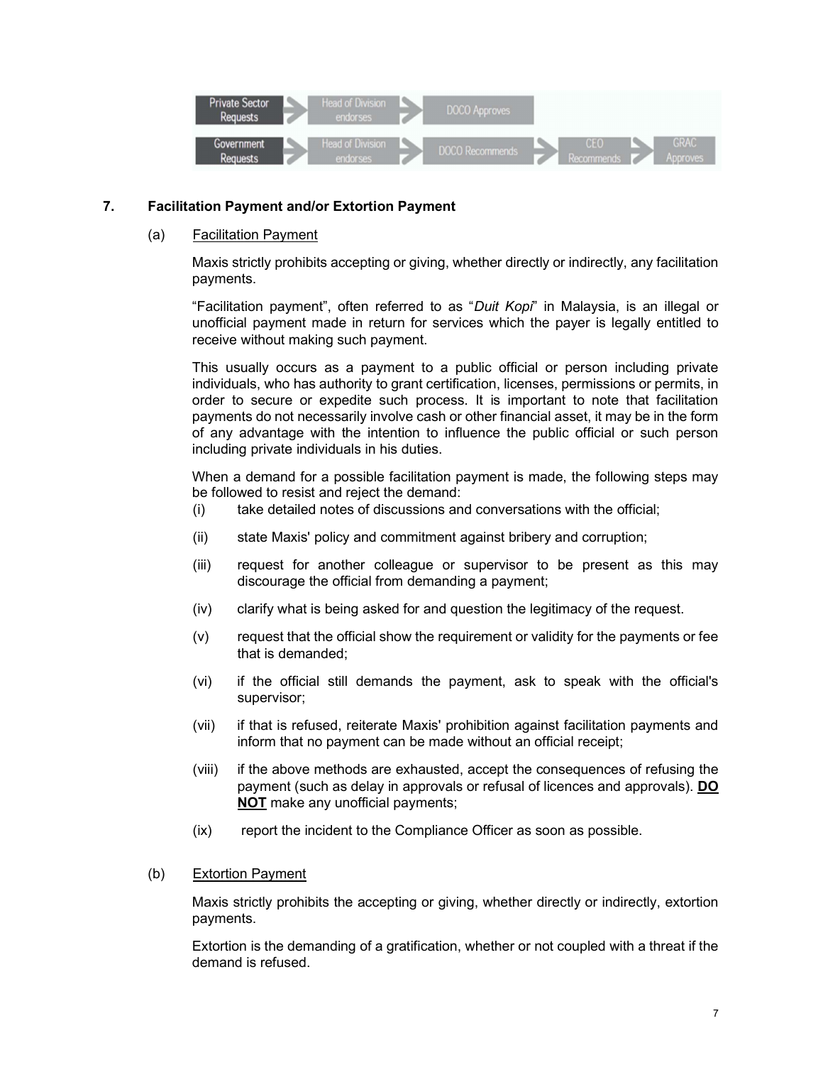Private Sector Requests → Head of Division endorses → DOCO Approves

Government Requests → Head of Division endorses → DOCO Recommends → CEO Recommends → GRAC Approves

## 7. Facilitation Payment and/or Extortion Payment

### (a) Facilitation Payment

Maxis strictly prohibits accepting or giving, whether directly or indirectly, any facilitation payments.

"Facilitation payment", often referred to as "*Duit Kopi*" in Malaysia, is an illegal or unofficial payment made in return for services which the payer is legally entitled to receive without making such payment.

This usually occurs as a payment to a public official or person including private individuals, who has authority to grant certification, licenses, permissions or permits, in order to secure or expedite such process. It is important to note that facilitation payments do not necessarily involve cash or other financial asset, it may be in the form of any advantage with the intention to influence the public official or such person including private individuals in his duties.

When a demand for a possible facilitation payment is made, the following steps may be followed to resist and reject the demand:

(i) take detailed notes of discussions and conversations with the official;

(ii) state Maxis' policy and commitment against bribery and corruption;

(iii) request for another colleague or supervisor to be present as this may discourage the official from demanding a payment;

(iv) clarify what is being asked for and question the legitimacy of the request.

(v) request that the official show the requirement or validity for the payments or fee that is demanded;

(vi) if the official still demands the payment, ask to speak with the official's supervisor;

(vii) if that is refused, reiterate Maxis' prohibition against facilitation payments and inform that no payment can be made without an official receipt;

(viii) if the above methods are exhausted, accept the consequences of refusing the payment (such as delay in approvals or refusal of licences and approvals). <u>**DO NOT**</u> make any unofficial payments;

(ix) report the incident to the Compliance Officer as soon as possible.

### (b) Extortion Payment

Maxis strictly prohibits the accepting or giving, whether directly or indirectly, extortion payments.

Extortion is the demanding of a gratification, whether or not coupled with a threat if the demand is refused.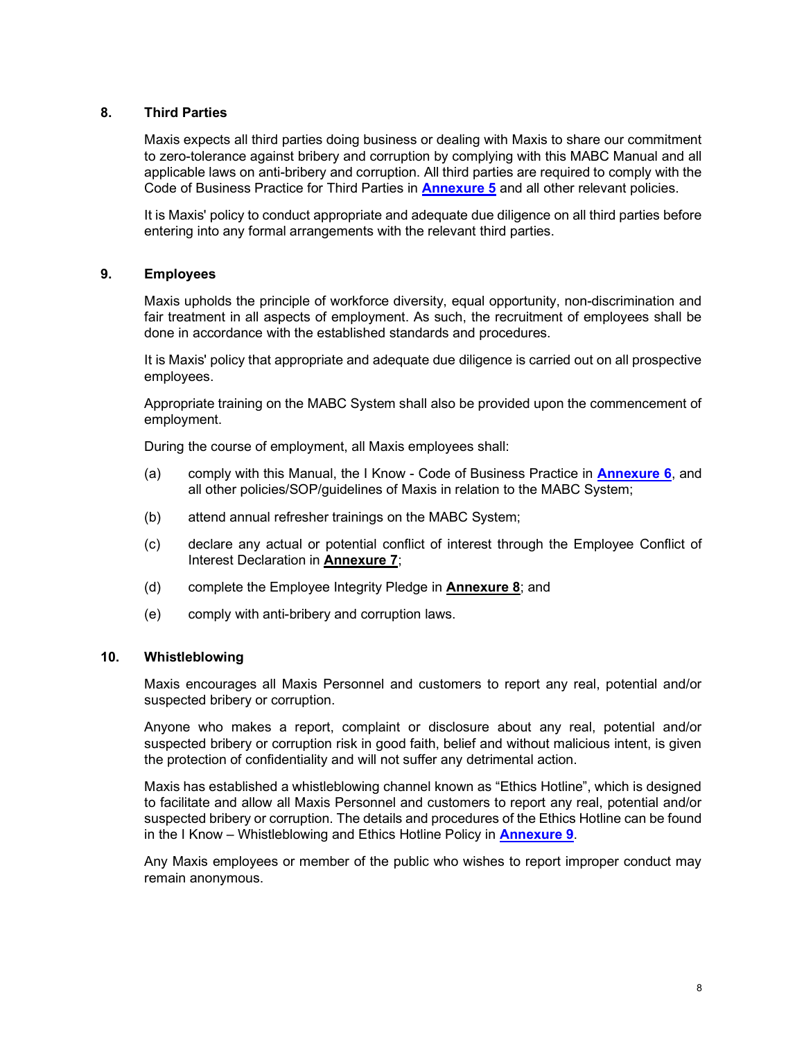## 8. Third Parties

Maxis expects all third parties doing business or dealing with Maxis to share our commitment to zero-tolerance against bribery and corruption by complying with this MABC Manual and all applicable laws on anti-bribery and corruption. All third parties are required to comply with the Code of Business Practice for Third Parties in **Annexure 5** and all other relevant policies.

It is Maxis' policy to conduct appropriate and adequate due diligence on all third parties before entering into any formal arrangements with the relevant third parties.

## 9. Employees

Maxis upholds the principle of workforce diversity, equal opportunity, non-discrimination and fair treatment in all aspects of employment. As such, the recruitment of employees shall be done in accordance with the established standards and procedures.

It is Maxis' policy that appropriate and adequate due diligence is carried out on all prospective employees.

Appropriate training on the MABC System shall also be provided upon the commencement of employment.

During the course of employment, all Maxis employees shall:

(a) comply with this Manual, the I Know - Code of Business Practice in **Annexure 6**, and all other policies/SOP/guidelines of Maxis in relation to the MABC System;

(b) attend annual refresher trainings on the MABC System;

(c) declare any actual or potential conflict of interest through the Employee Conflict of Interest Declaration in **Annexure 7**;

(d) complete the Employee Integrity Pledge in **Annexure 8**; and

(e) comply with anti-bribery and corruption laws.

## 10. Whistleblowing

Maxis encourages all Maxis Personnel and customers to report any real, potential and/or suspected bribery or corruption.

Anyone who makes a report, complaint or disclosure about any real, potential and/or suspected bribery or corruption risk in good faith, belief and without malicious intent, is given the protection of confidentiality and will not suffer any detrimental action.

Maxis has established a whistleblowing channel known as "Ethics Hotline", which is designed to facilitate and allow all Maxis Personnel and customers to report any real, potential and/or suspected bribery or corruption. The details and procedures of the Ethics Hotline can be found in the I Know – Whistleblowing and Ethics Hotline Policy in **Annexure 9**.

Any Maxis employees or member of the public who wishes to report improper conduct may remain anonymous.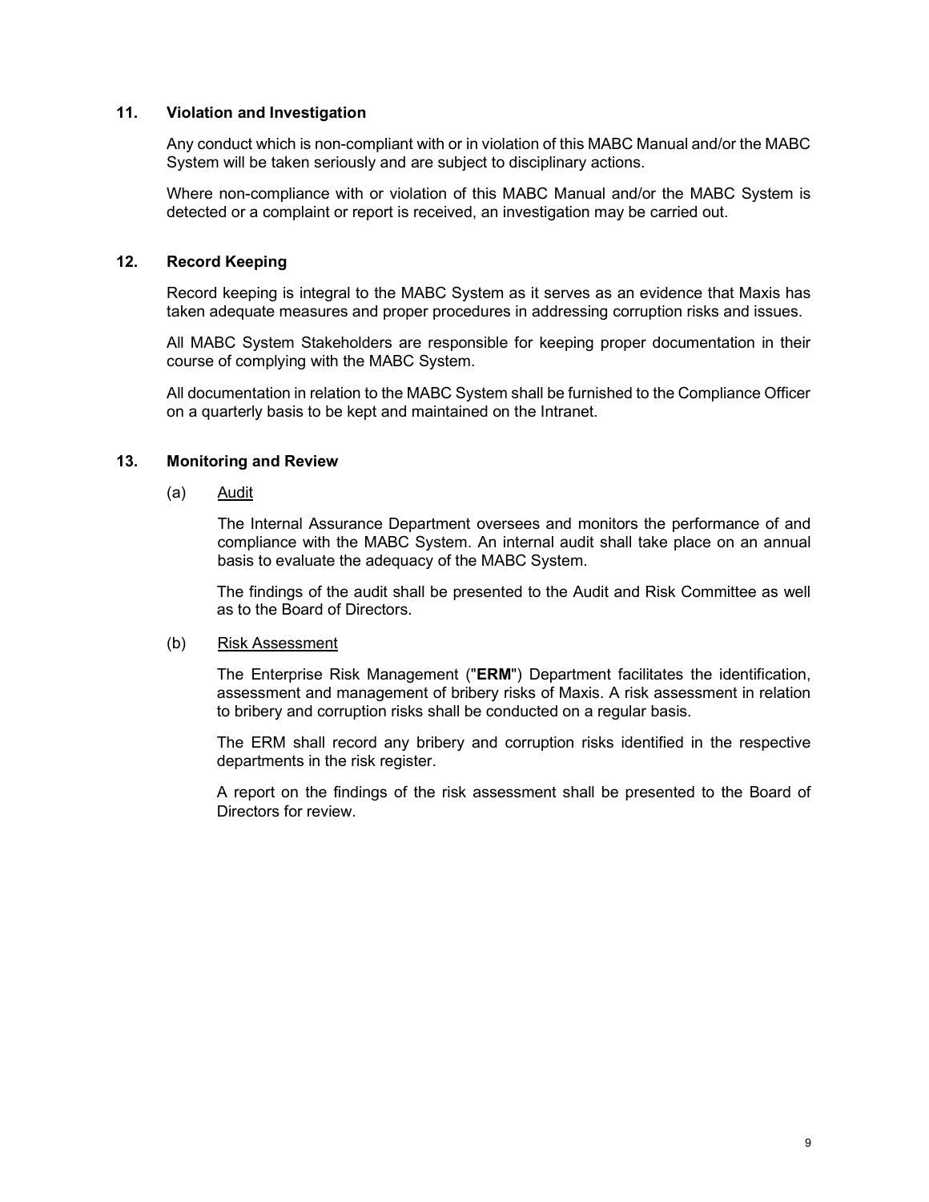## 11. Violation and Investigation

Any conduct which is non-compliant with or in violation of this MABC Manual and/or the MABC System will be taken seriously and are subject to disciplinary actions.

Where non-compliance with or violation of this MABC Manual and/or the MABC System is detected or a complaint or report is received, an investigation may be carried out.

## 12. Record Keeping

Record keeping is integral to the MABC System as it serves as an evidence that Maxis has taken adequate measures and proper procedures in addressing corruption risks and issues.

All MABC System Stakeholders are responsible for keeping proper documentation in their course of complying with the MABC System.

All documentation in relation to the MABC System shall be furnished to the Compliance Officer on a quarterly basis to be kept and maintained on the Intranet.

## 13. Monitoring and Review

(a) Audit

The Internal Assurance Department oversees and monitors the performance of and compliance with the MABC System. An internal audit shall take place on an annual basis to evaluate the adequacy of the MABC System.

The findings of the audit shall be presented to the Audit and Risk Committee as well as to the Board of Directors.

(b) Risk Assessment

The Enterprise Risk Management ("**ERM**") Department facilitates the identification, assessment and management of bribery risks of Maxis. A risk assessment in relation to bribery and corruption risks shall be conducted on a regular basis.

The ERM shall record any bribery and corruption risks identified in the respective departments in the risk register.

A report on the findings of the risk assessment shall be presented to the Board of Directors for review.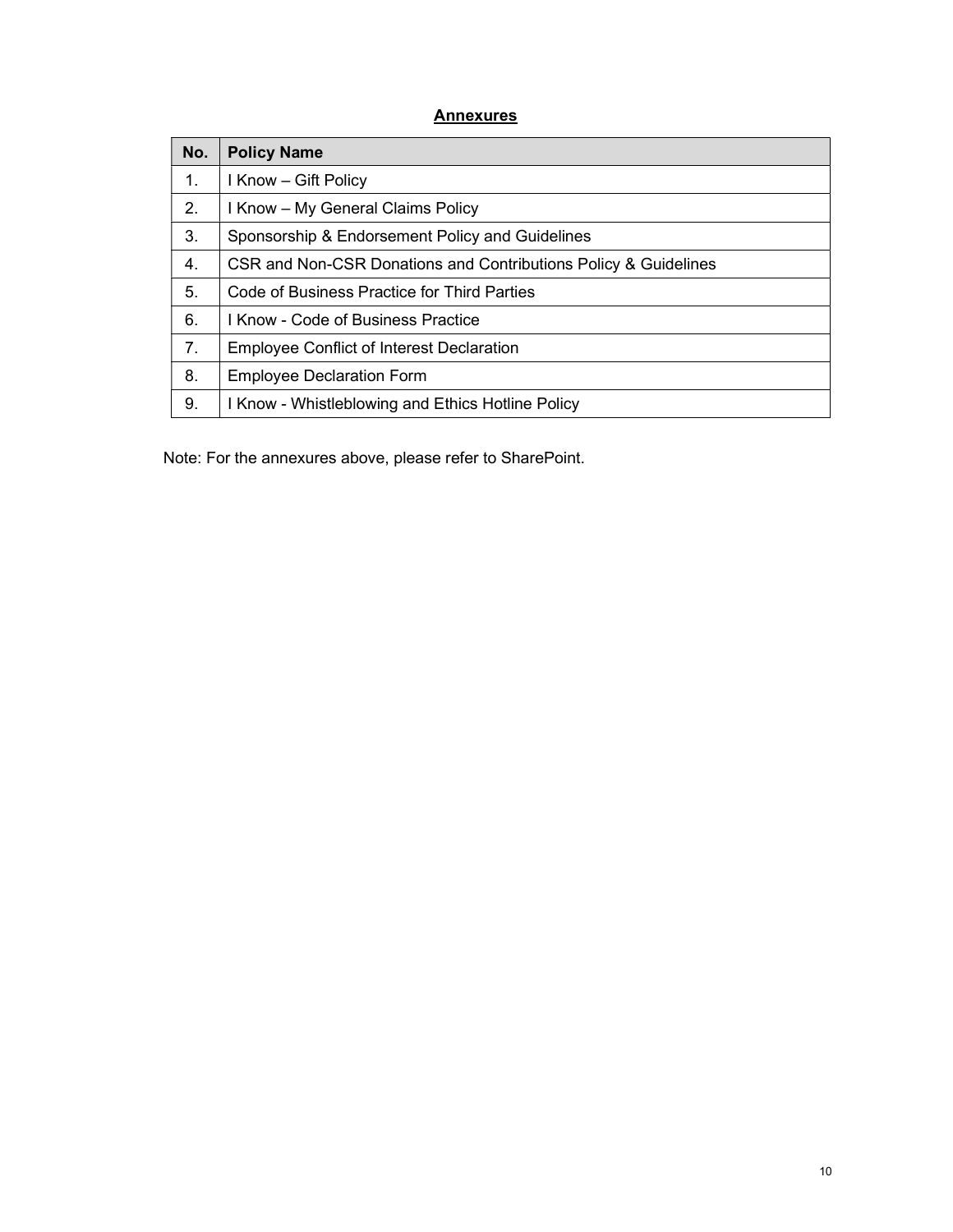## Annexures

| No. | Policy Name |
|---|---|
| 1. | I Know – Gift Policy |
| 2. | I Know – My General Claims Policy |
| 3. | Sponsorship & Endorsement Policy and Guidelines |
| 4. | CSR and Non-CSR Donations and Contributions Policy & Guidelines |
| 5. | Code of Business Practice for Third Parties |
| 6. | I Know - Code of Business Practice |
| 7. | Employee Conflict of Interest Declaration |
| 8. | Employee Declaration Form |
| 9. | I Know - Whistleblowing and Ethics Hotline Policy |

Note: For the annexures above, please refer to SharePoint.